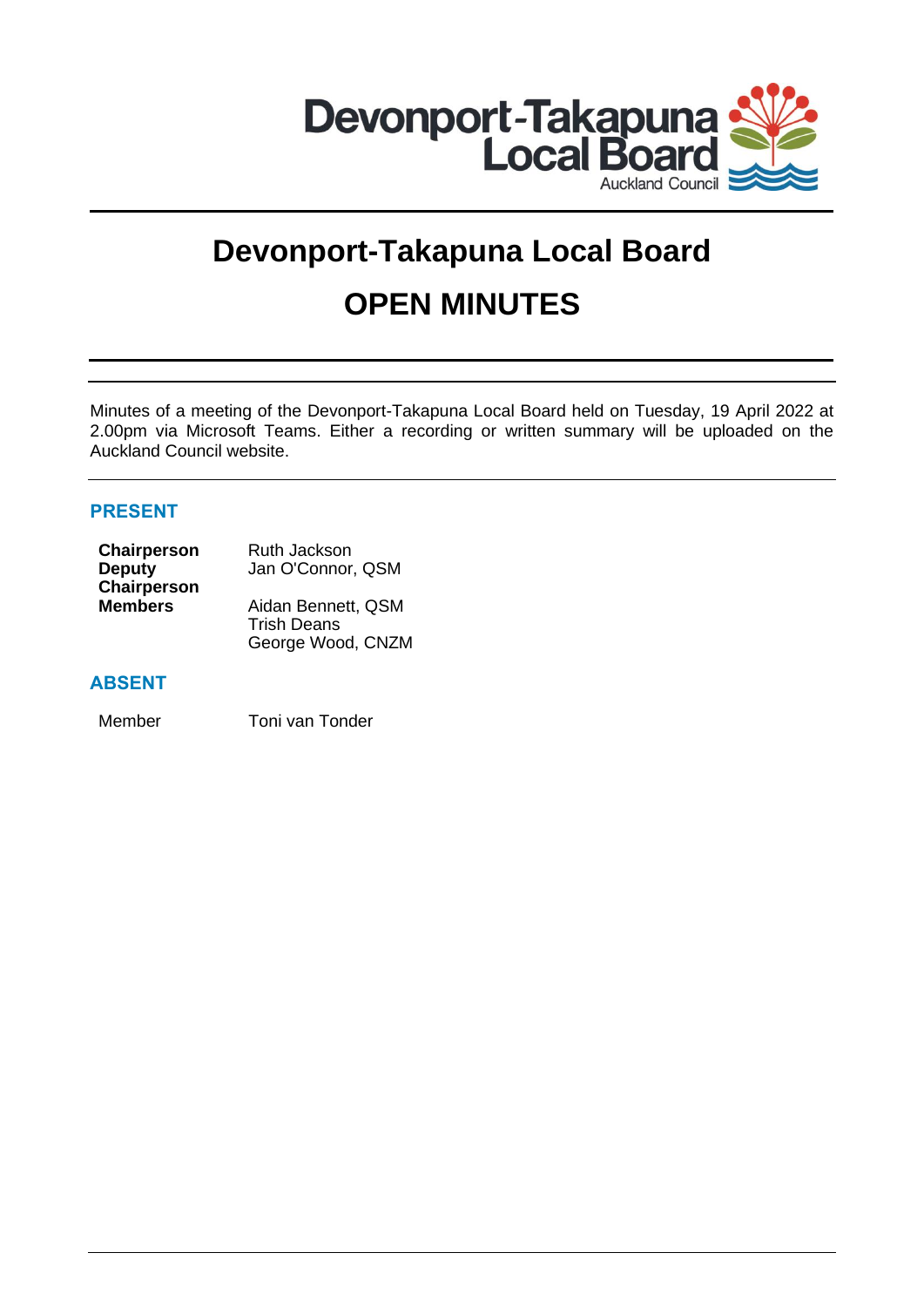# Devonport-Takapuna Local Board

# OPEN MINUTES

Minutes of a meeting of the Devonport-Takapuna Local Board held on Tuesday, 19 April 2022 at 2.00pm via Microsoft Teams. Either a recording or written summary will be uploaded on the Auckland Council website.

## PRESENT

| | |
|---|---|
| **Chairperson** | Ruth Jackson |
| **Deputy Chairperson** | Jan O'Connor, QSM |
| **Members** | Aidan Bennett, QSM |
| | Trish Deans |
| | George Wood, CNZM |

## ABSENT

| | |
|---|---|
| Member | Toni van Tonder |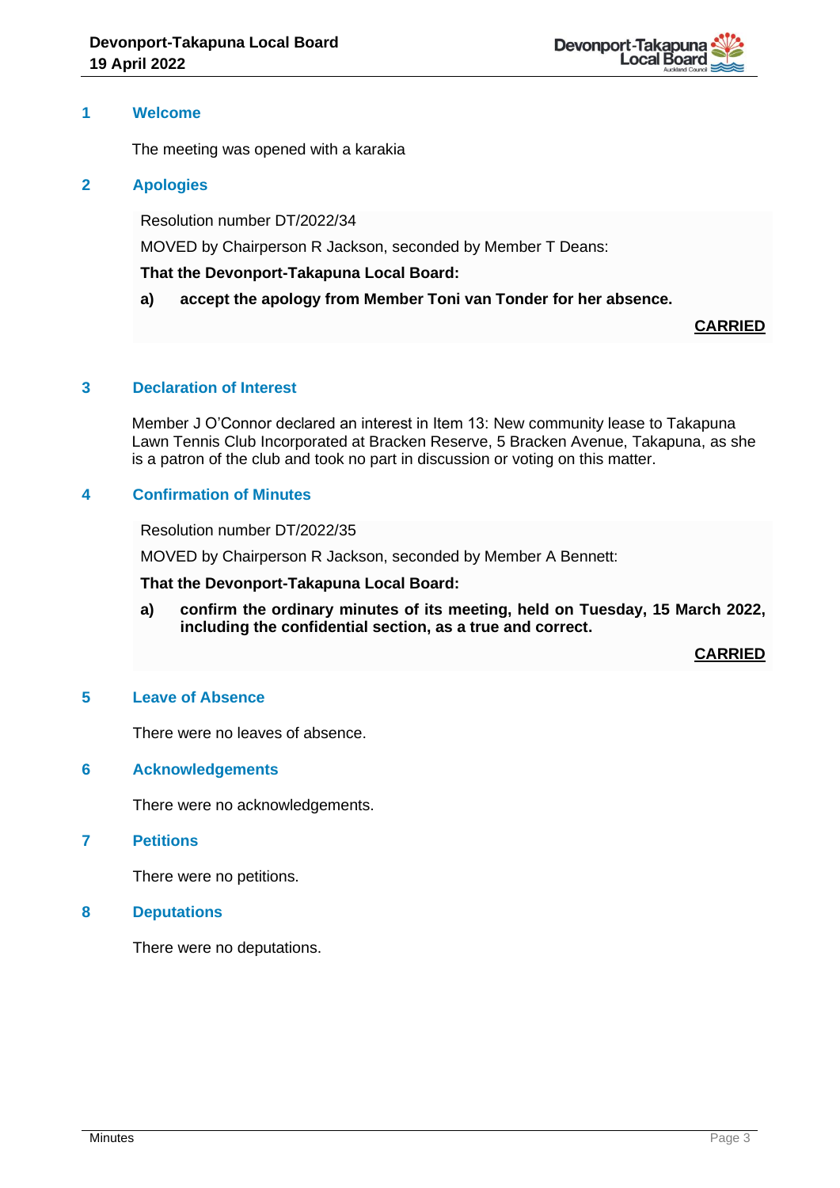## 1 Welcome

The meeting was opened with a karakia

## 2 Apologies

Resolution number DT/2022/34

MOVED by Chairperson R Jackson, seconded by Member T Deans:

**That the Devonport-Takapuna Local Board:**

**a) accept the apology from Member Toni van Tonder for her absence.**

**CARRIED**

## 3 Declaration of Interest

Member J O'Connor declared an interest in Item 13: New community lease to Takapuna Lawn Tennis Club Incorporated at Bracken Reserve, 5 Bracken Avenue, Takapuna, as she is a patron of the club and took no part in discussion or voting on this matter.

## 4 Confirmation of Minutes

Resolution number DT/2022/35

MOVED by Chairperson R Jackson, seconded by Member A Bennett:

**That the Devonport-Takapuna Local Board:**

**a) confirm the ordinary minutes of its meeting, held on Tuesday, 15 March 2022, including the confidential section, as a true and correct.**

**CARRIED**

## 5 Leave of Absence

There were no leaves of absence.

## 6 Acknowledgements

There were no acknowledgements.

## 7 Petitions

There were no petitions.

## 8 Deputations

There were no deputations.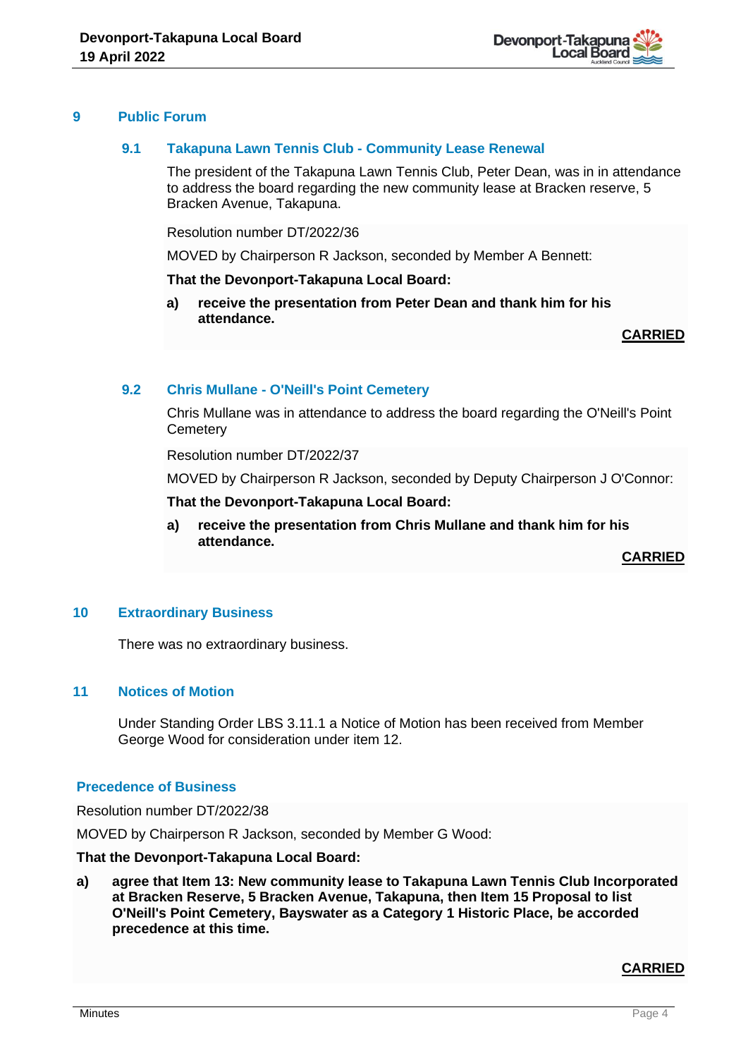## 9 Public Forum

### 9.1 Takapuna Lawn Tennis Club - Community Lease Renewal

The president of the Takapuna Lawn Tennis Club, Peter Dean, was in in attendance to address the board regarding the new community lease at Bracken reserve, 5 Bracken Avenue, Takapuna.

Resolution number DT/2022/36

MOVED by Chairperson R Jackson, seconded by Member A Bennett:

**That the Devonport-Takapuna Local Board:**

**a) receive the presentation from Peter Dean and thank him for his attendance.**

**CARRIED**

### 9.2 Chris Mullane - O'Neill's Point Cemetery

Chris Mullane was in attendance to address the board regarding the O'Neill's Point Cemetery

Resolution number DT/2022/37

MOVED by Chairperson R Jackson, seconded by Deputy Chairperson J O'Connor:

**That the Devonport-Takapuna Local Board:**

**a) receive the presentation from Chris Mullane and thank him for his attendance.**

**CARRIED**

## 10 Extraordinary Business

There was no extraordinary business.

## 11 Notices of Motion

Under Standing Order LBS 3.11.1 a Notice of Motion has been received from Member George Wood for consideration under item 12.

### Precedence of Business

Resolution number DT/2022/38

MOVED by Chairperson R Jackson, seconded by Member G Wood:

**That the Devonport-Takapuna Local Board:**

**a) agree that Item 13: New community lease to Takapuna Lawn Tennis Club Incorporated at Bracken Reserve, 5 Bracken Avenue, Takapuna, then Item 15 Proposal to list O'Neill's Point Cemetery, Bayswater as a Category 1 Historic Place, be accorded precedence at this time.**

**CARRIED**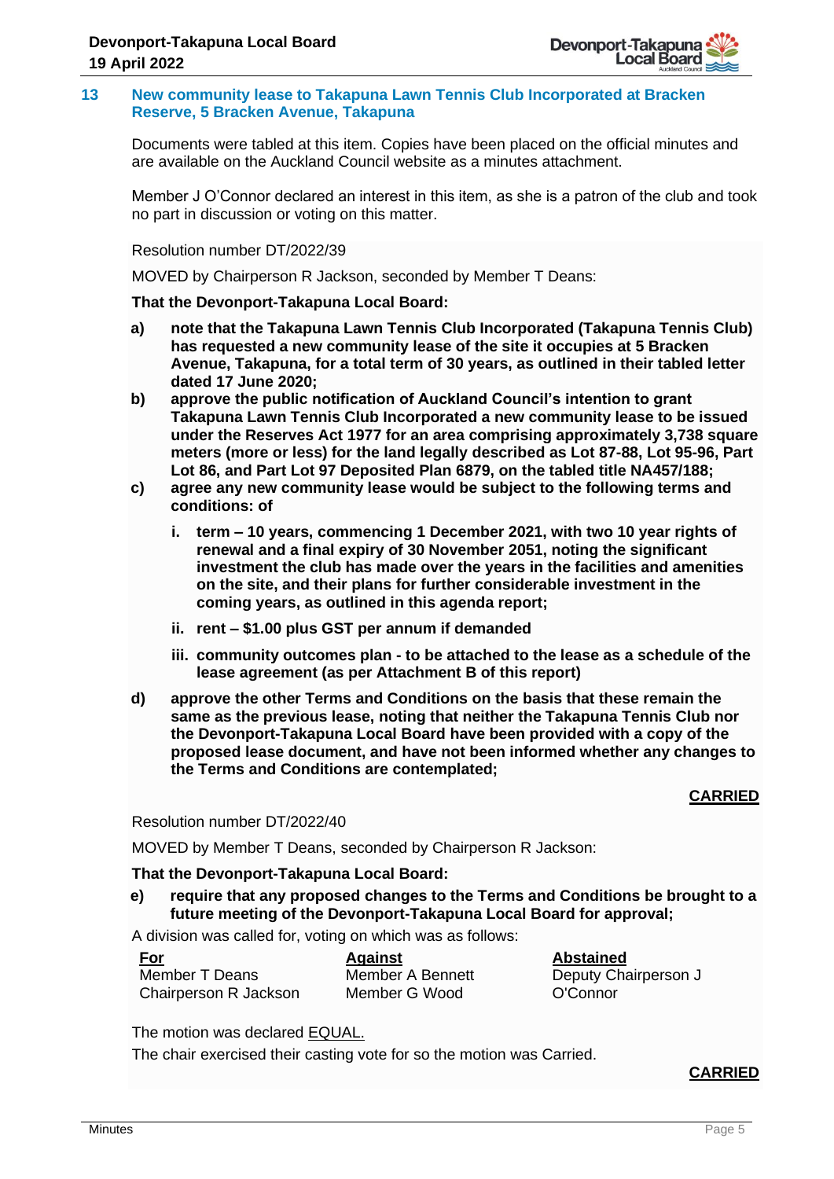## 13 New community lease to Takapuna Lawn Tennis Club Incorporated at Bracken Reserve, 5 Bracken Avenue, Takapuna

Documents were tabled at this item. Copies have been placed on the official minutes and are available on the Auckland Council website as a minutes attachment.

Member J O'Connor declared an interest in this item, as she is a patron of the club and took no part in discussion or voting on this matter.

Resolution number DT/2022/39

MOVED by Chairperson R Jackson, seconded by Member T Deans:

**That the Devonport-Takapuna Local Board:**

**a) note that the Takapuna Lawn Tennis Club Incorporated (Takapuna Tennis Club) has requested a new community lease of the site it occupies at 5 Bracken Avenue, Takapuna, for a total term of 30 years, as outlined in their tabled letter dated 17 June 2020;**

**b) approve the public notification of Auckland Council's intention to grant Takapuna Lawn Tennis Club Incorporated a new community lease to be issued under the Reserves Act 1977 for an area comprising approximately 3,738 square meters (more or less) for the land legally described as Lot 87-88, Lot 95-96, Part Lot 86, and Part Lot 97 Deposited Plan 6879, on the tabled title NA457/188;**

**c) agree any new community lease would be subject to the following terms and conditions: of**

**i. term – 10 years, commencing 1 December 2021, with two 10 year rights of renewal and a final expiry of 30 November 2051, noting the significant investment the club has made over the years in the facilities and amenities on the site, and their plans for further considerable investment in the coming years, as outlined in this agenda report;**

**ii. rent – $1.00 plus GST per annum if demanded**

**iii. community outcomes plan - to be attached to the lease as a schedule of the lease agreement (as per Attachment B of this report)**

**d) approve the other Terms and Conditions on the basis that these remain the same as the previous lease, noting that neither the Takapuna Tennis Club nor the Devonport-Takapuna Local Board have been provided with a copy of the proposed lease document, and have not been informed whether any changes to the Terms and Conditions are contemplated;**

**CARRIED**

Resolution number DT/2022/40

MOVED by Member T Deans, seconded by Chairperson R Jackson:

**That the Devonport-Takapuna Local Board:**

**e) require that any proposed changes to the Terms and Conditions be brought to a future meeting of the Devonport-Takapuna Local Board for approval;**

A division was called for, voting on which was as follows:

| For | Against | Abstained |
|---|---|---|
| Member T Deans | Member A Bennett | Deputy Chairperson J O'Connor |
| Chairperson R Jackson | Member G Wood | |

The motion was declared EQUAL.

The chair exercised their casting vote for so the motion was Carried.

**CARRIED**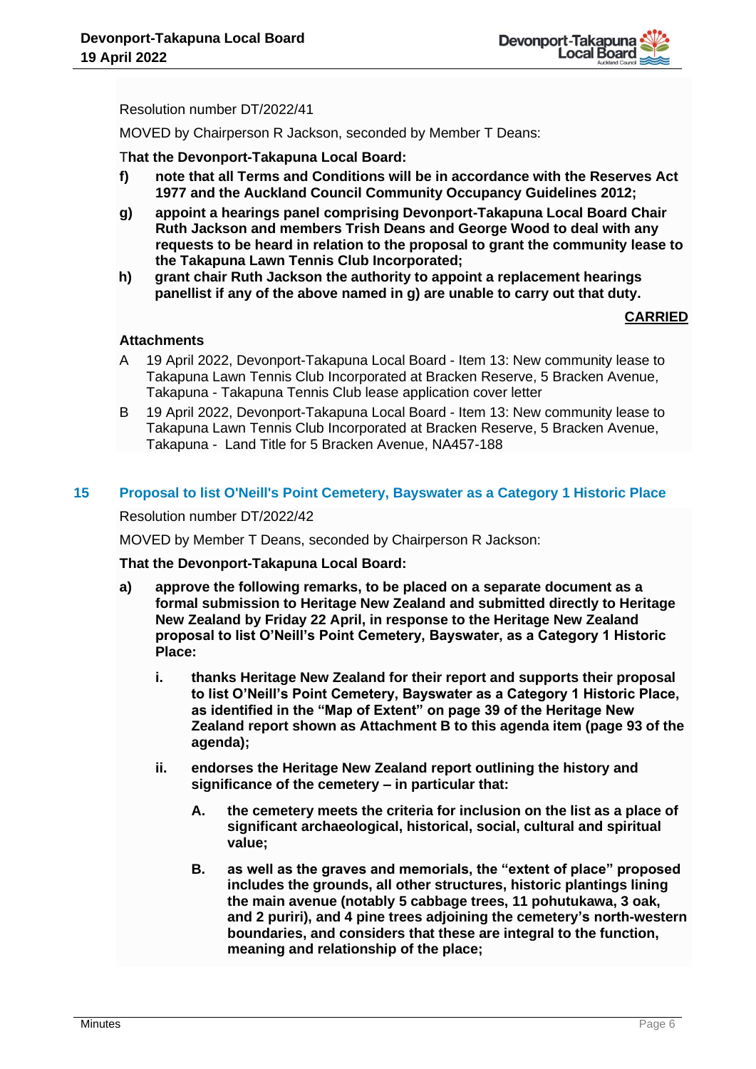Resolution number DT/2022/41

MOVED by Chairperson R Jackson, seconded by Member T Deans:

**That the Devonport-Takapuna Local Board:**

**f) note that all Terms and Conditions will be in accordance with the Reserves Act 1977 and the Auckland Council Community Occupancy Guidelines 2012;**

**g) appoint a hearings panel comprising Devonport-Takapuna Local Board Chair Ruth Jackson and members Trish Deans and George Wood to deal with any requests to be heard in relation to the proposal to grant the community lease to the Takapuna Lawn Tennis Club Incorporated;**

**h) grant chair Ruth Jackson the authority to appoint a replacement hearings panellist if any of the above named in g) are unable to carry out that duty.**

**CARRIED**

**Attachments**

A 19 April 2022, Devonport-Takapuna Local Board - Item 13: New community lease to Takapuna Lawn Tennis Club Incorporated at Bracken Reserve, 5 Bracken Avenue, Takapuna - Takapuna Tennis Club lease application cover letter

B 19 April 2022, Devonport-Takapuna Local Board - Item 13: New community lease to Takapuna Lawn Tennis Club Incorporated at Bracken Reserve, 5 Bracken Avenue, Takapuna - Land Title for 5 Bracken Avenue, NA457-188

## 15 Proposal to list O'Neill's Point Cemetery, Bayswater as a Category 1 Historic Place

Resolution number DT/2022/42

MOVED by Member T Deans, seconded by Chairperson R Jackson:

**That the Devonport-Takapuna Local Board:**

**a) approve the following remarks, to be placed on a separate document as a formal submission to Heritage New Zealand and submitted directly to Heritage New Zealand by Friday 22 April, in response to the Heritage New Zealand proposal to list O'Neill's Point Cemetery, Bayswater, as a Category 1 Historic Place:**

**i. thanks Heritage New Zealand for their report and supports their proposal to list O'Neill's Point Cemetery, Bayswater as a Category 1 Historic Place, as identified in the "Map of Extent" on page 39 of the Heritage New Zealand report shown as Attachment B to this agenda item (page 93 of the agenda);**

**ii. endorses the Heritage New Zealand report outlining the history and significance of the cemetery – in particular that:**

**A. the cemetery meets the criteria for inclusion on the list as a place of significant archaeological, historical, social, cultural and spiritual value;**

**B. as well as the graves and memorials, the "extent of place" proposed includes the grounds, all other structures, historic plantings lining the main avenue (notably 5 cabbage trees, 11 pohutukawa, 3 oak, and 2 puriri), and 4 pine trees adjoining the cemetery's north-western boundaries, and considers that these are integral to the function, meaning and relationship of the place;**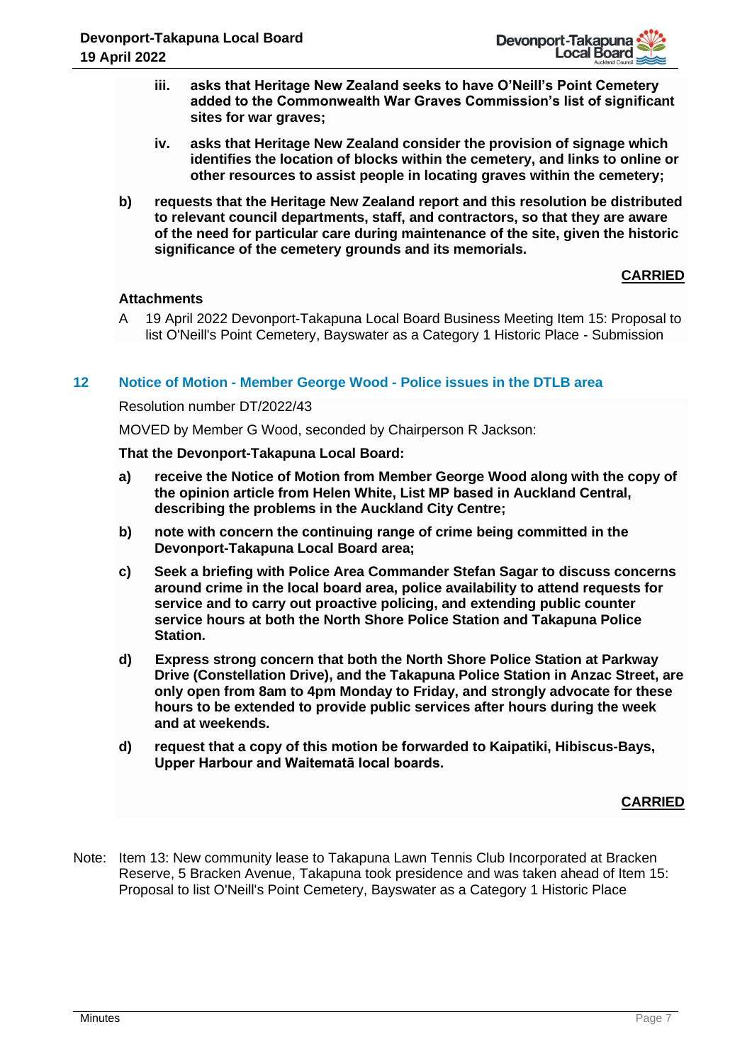iii. **asks that Heritage New Zealand seeks to have O'Neill's Point Cemetery added to the Commonwealth War Graves Commission's list of significant sites for war graves;**

iv. **asks that Heritage New Zealand consider the provision of signage which identifies the location of blocks within the cemetery, and links to online or other resources to assist people in locating graves within the cemetery;**

b) **requests that the Heritage New Zealand report and this resolution be distributed to relevant council departments, staff, and contractors, so that they are aware of the need for particular care during maintenance of the site, given the historic significance of the cemetery grounds and its memorials.**

**CARRIED**

**Attachments**

A 19 April 2022 Devonport-Takapuna Local Board Business Meeting Item 15: Proposal to list O'Neill's Point Cemetery, Bayswater as a Category 1 Historic Place - Submission

## 12 Notice of Motion - Member George Wood - Police issues in the DTLB area

Resolution number DT/2022/43

MOVED by Member G Wood, seconded by Chairperson R Jackson:

**That the Devonport-Takapuna Local Board:**

a) **receive the Notice of Motion from Member George Wood along with the copy of the opinion article from Helen White, List MP based in Auckland Central, describing the problems in the Auckland City Centre;**

b) **note with concern the continuing range of crime being committed in the Devonport-Takapuna Local Board area;**

c) **Seek a briefing with Police Area Commander Stefan Sagar to discuss concerns around crime in the local board area, police availability to attend requests for service and to carry out proactive policing, and extending public counter service hours at both the North Shore Police Station and Takapuna Police Station.**

d) **Express strong concern that both the North Shore Police Station at Parkway Drive (Constellation Drive), and the Takapuna Police Station in Anzac Street, are only open from 8am to 4pm Monday to Friday, and strongly advocate for these hours to be extended to provide public services after hours during the week and at weekends.**

d) **request that a copy of this motion be forwarded to Kaipatiki, Hibiscus-Bays, Upper Harbour and Waitematā local boards.**

**CARRIED**

Note: Item 13: New community lease to Takapuna Lawn Tennis Club Incorporated at Bracken Reserve, 5 Bracken Avenue, Takapuna took presidence and was taken ahead of Item 15: Proposal to list O'Neill's Point Cemetery, Bayswater as a Category 1 Historic Place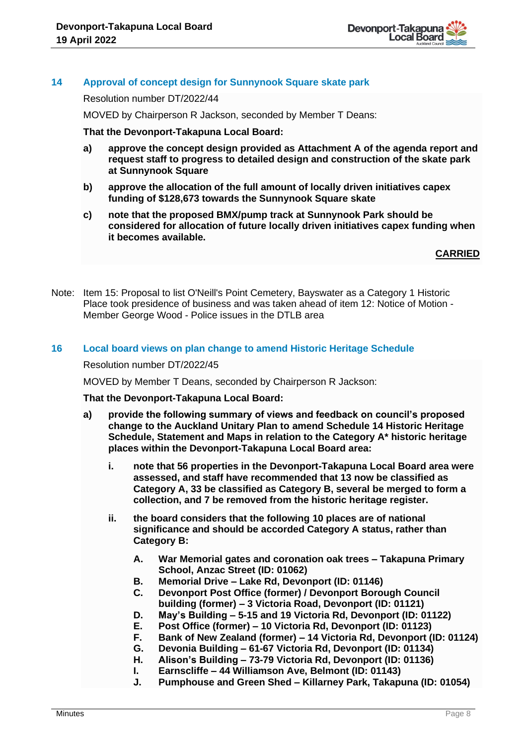## 14 Approval of concept design for Sunnynook Square skate park

Resolution number DT/2022/44

MOVED by Chairperson R Jackson, seconded by Member T Deans:

**That the Devonport-Takapuna Local Board:**

**a) approve the concept design provided as Attachment A of the agenda report and request staff to progress to detailed design and construction of the skate park at Sunnynook Square**

**b) approve the allocation of the full amount of locally driven initiatives capex funding of $128,673 towards the Sunnynook Square skate**

**c) note that the proposed BMX/pump track at Sunnynook Park should be considered for allocation of future locally driven initiatives capex funding when it becomes available.**

**CARRIED**

Note: Item 15: Proposal to list O'Neill's Point Cemetery, Bayswater as a Category 1 Historic Place took presidence of business and was taken ahead of item 12: Notice of Motion - Member George Wood - Police issues in the DTLB area

## 16 Local board views on plan change to amend Historic Heritage Schedule

Resolution number DT/2022/45

MOVED by Member T Deans, seconded by Chairperson R Jackson:

**That the Devonport-Takapuna Local Board:**

**a) provide the following summary of views and feedback on council's proposed change to the Auckland Unitary Plan to amend Schedule 14 Historic Heritage Schedule, Statement and Maps in relation to the Category A* historic heritage places within the Devonport-Takapuna Local Board area:**

   **i. note that 56 properties in the Devonport-Takapuna Local Board area were assessed, and staff have recommended that 13 now be classified as Category A, 33 be classified as Category B, several be merged to form a collection, and 7 be removed from the historic heritage register.**

   **ii. the board considers that the following 10 places are of national significance and should be accorded Category A status, rather than Category B:**

      **A. War Memorial gates and coronation oak trees – Takapuna Primary School, Anzac Street (ID: 01062)**
      **B. Memorial Drive – Lake Rd, Devonport (ID: 01146)**
      **C. Devonport Post Office (former) / Devonport Borough Council building (former) – 3 Victoria Road, Devonport (ID: 01121)**
      **D. May's Building – 5-15 and 19 Victoria Rd, Devonport (ID: 01122)**
      **E. Post Office (former) – 10 Victoria Rd, Devonport (ID: 01123)**
      **F. Bank of New Zealand (former) – 14 Victoria Rd, Devonport (ID: 01124)**
      **G. Devonia Building – 61-67 Victoria Rd, Devonport (ID: 01134)**
      **H. Alison's Building – 73-79 Victoria Rd, Devonport (ID: 01136)**
      **I. Earnscliffe – 44 Williamson Ave, Belmont (ID: 01143)**
      **J. Pumphouse and Green Shed – Killarney Park, Takapuna (ID: 01054)**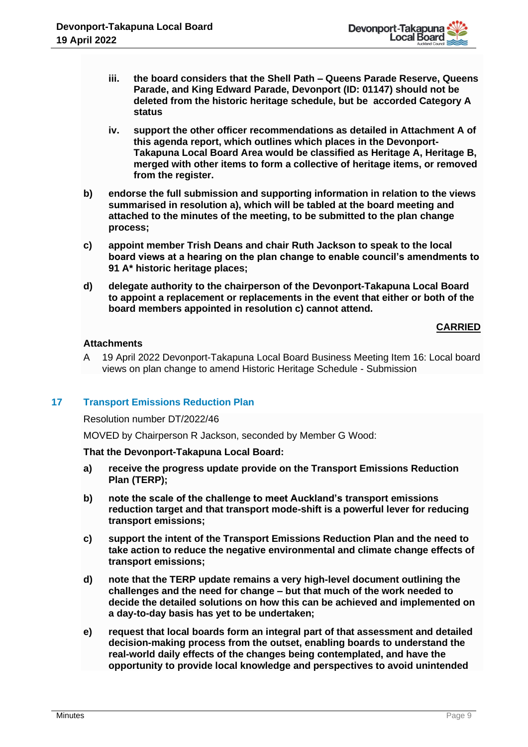- **iii. the board considers that the Shell Path – Queens Parade Reserve, Queens Parade, and King Edward Parade, Devonport (ID: 01147) should not be deleted from the historic heritage schedule, but be accorded Category A status**
- **iv. support the other officer recommendations as detailed in Attachment A of this agenda report, which outlines which places in the Devonport-Takapuna Local Board Area would be classified as Heritage A, Heritage B, merged with other items to form a collective of heritage items, or removed from the register.**

**b) endorse the full submission and supporting information in relation to the views summarised in resolution a), which will be tabled at the board meeting and attached to the minutes of the meeting, to be submitted to the plan change process;**

**c) appoint member Trish Deans and chair Ruth Jackson to speak to the local board views at a hearing on the plan change to enable council's amendments to 91 A* historic heritage places;**

**d) delegate authority to the chairperson of the Devonport-Takapuna Local Board to appoint a replacement or replacements in the event that either or both of the board members appointed in resolution c) cannot attend.**

**CARRIED**

**Attachments**

A 19 April 2022 Devonport-Takapuna Local Board Business Meeting Item 16: Local board views on plan change to amend Historic Heritage Schedule - Submission

## 17 Transport Emissions Reduction Plan

Resolution number DT/2022/46

MOVED by Chairperson R Jackson, seconded by Member G Wood:

**That the Devonport-Takapuna Local Board:**

**a) receive the progress update provide on the Transport Emissions Reduction Plan (TERP);**

**b) note the scale of the challenge to meet Auckland's transport emissions reduction target and that transport mode-shift is a powerful lever for reducing transport emissions;**

**c) support the intent of the Transport Emissions Reduction Plan and the need to take action to reduce the negative environmental and climate change effects of transport emissions;**

**d) note that the TERP update remains a very high-level document outlining the challenges and the need for change – but that much of the work needed to decide the detailed solutions on how this can be achieved and implemented on a day-to-day basis has yet to be undertaken;**

**e) request that local boards form an integral part of that assessment and detailed decision-making process from the outset, enabling boards to understand the real-world daily effects of the changes being contemplated, and have the opportunity to provide local knowledge and perspectives to avoid unintended**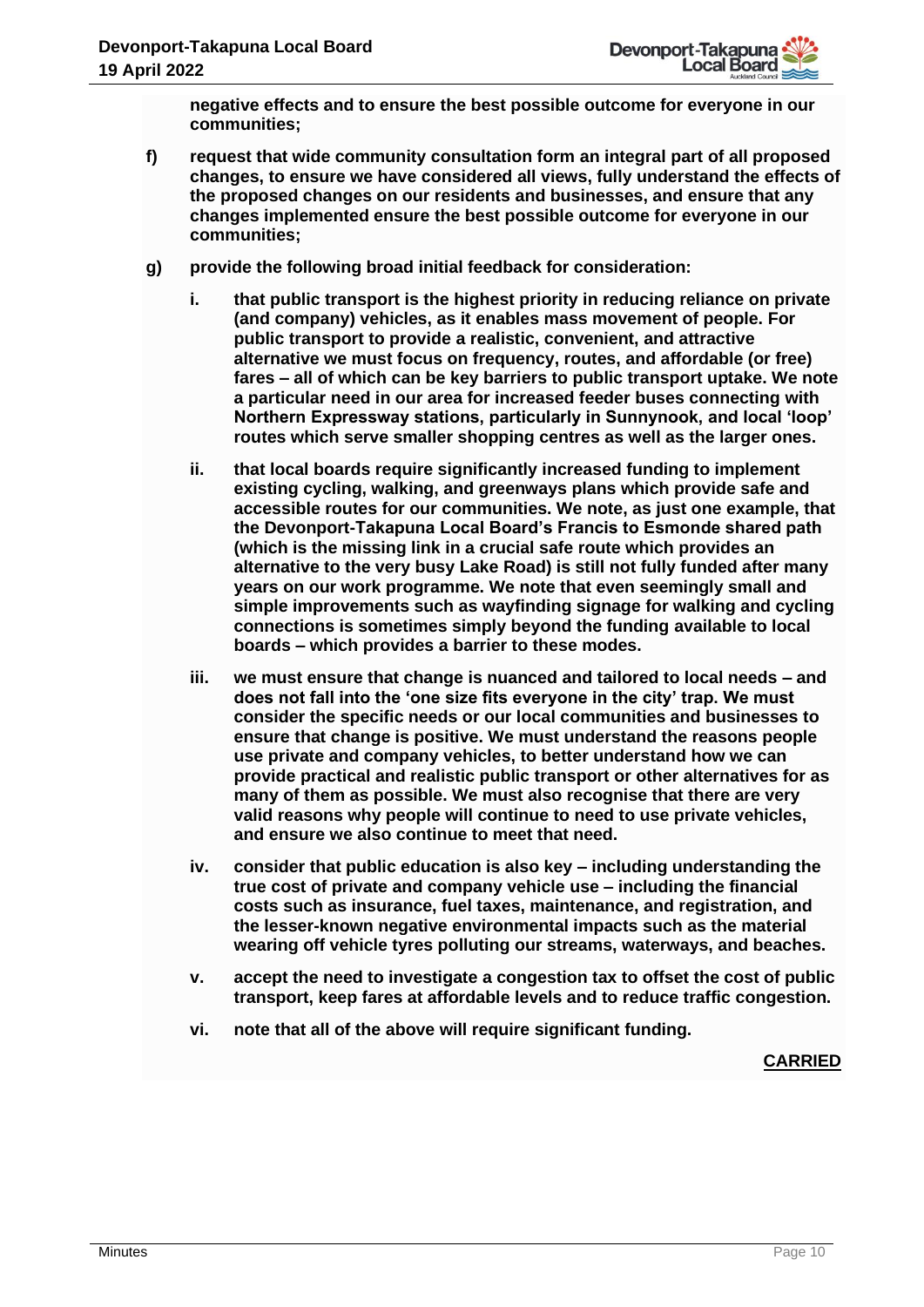**negative effects and to ensure the best possible outcome for everyone in our communities;**

**f) request that wide community consultation form an integral part of all proposed changes, to ensure we have considered all views, fully understand the effects of the proposed changes on our residents and businesses, and ensure that any changes implemented ensure the best possible outcome for everyone in our communities;**

**g) provide the following broad initial feedback for consideration:**

**i. that public transport is the highest priority in reducing reliance on private (and company) vehicles, as it enables mass movement of people. For public transport to provide a realistic, convenient, and attractive alternative we must focus on frequency, routes, and affordable (or free) fares – all of which can be key barriers to public transport uptake. We note a particular need in our area for increased feeder buses connecting with Northern Expressway stations, particularly in Sunnynook, and local 'loop' routes which serve smaller shopping centres as well as the larger ones.**

**ii. that local boards require significantly increased funding to implement existing cycling, walking, and greenways plans which provide safe and accessible routes for our communities. We note, as just one example, that the Devonport-Takapuna Local Board's Francis to Esmonde shared path (which is the missing link in a crucial safe route which provides an alternative to the very busy Lake Road) is still not fully funded after many years on our work programme. We note that even seemingly small and simple improvements such as wayfinding signage for walking and cycling connections is sometimes simply beyond the funding available to local boards – which provides a barrier to these modes.**

**iii. we must ensure that change is nuanced and tailored to local needs – and does not fall into the 'one size fits everyone in the city' trap. We must consider the specific needs or our local communities and businesses to ensure that change is positive. We must understand the reasons people use private and company vehicles, to better understand how we can provide practical and realistic public transport or other alternatives for as many of them as possible. We must also recognise that there are very valid reasons why people will continue to need to use private vehicles, and ensure we also continue to meet that need.**

**iv. consider that public education is also key – including understanding the true cost of private and company vehicle use – including the financial costs such as insurance, fuel taxes, maintenance, and registration, and the lesser-known negative environmental impacts such as the material wearing off vehicle tyres polluting our streams, waterways, and beaches.**

**v. accept the need to investigate a congestion tax to offset the cost of public transport, keep fares at affordable levels and to reduce traffic congestion.**

**vi. note that all of the above will require significant funding.**

**CARRIED**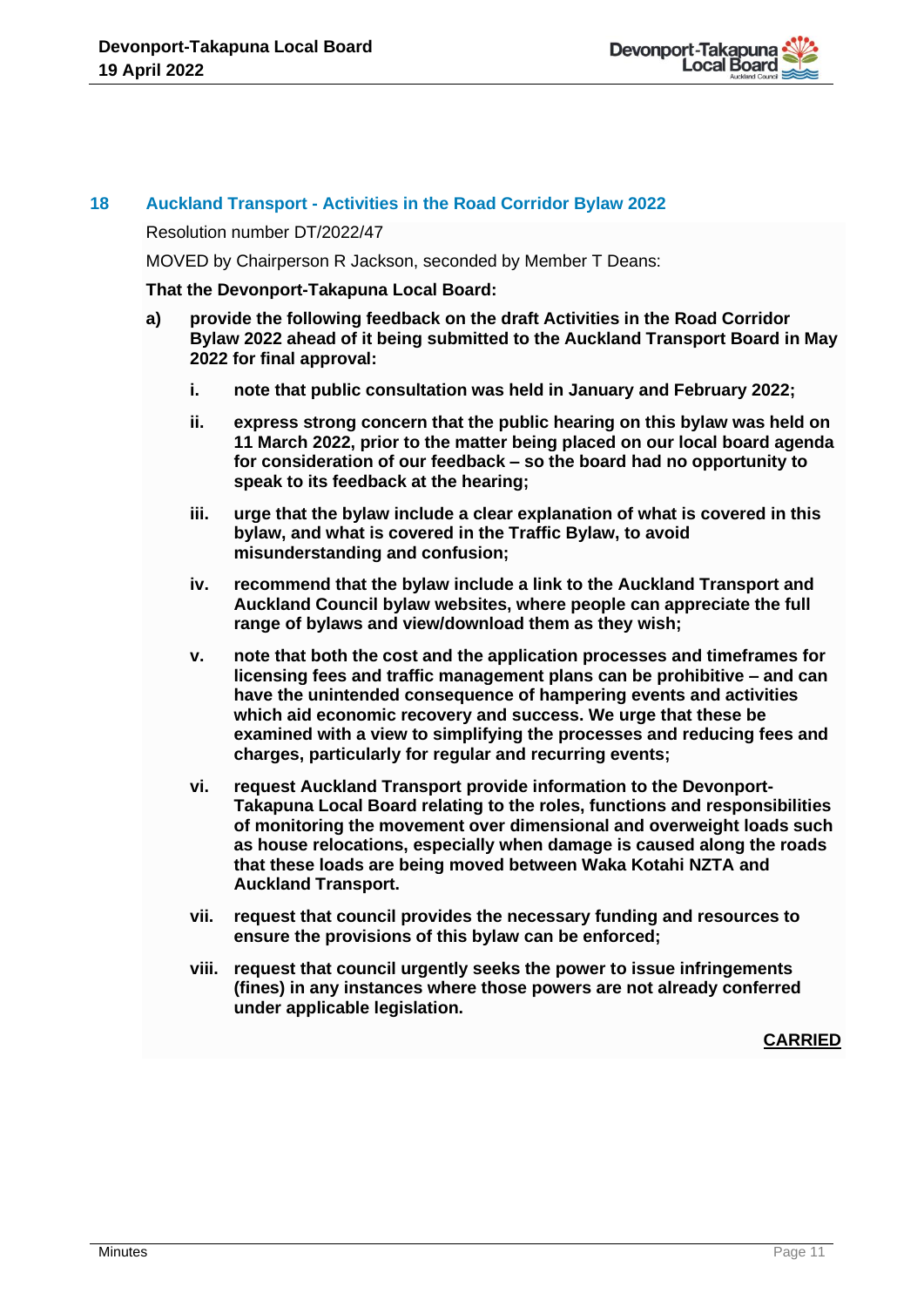## 18 Auckland Transport - Activities in the Road Corridor Bylaw 2022

Resolution number DT/2022/47

MOVED by Chairperson R Jackson, seconded by Member T Deans:

**That the Devonport-Takapuna Local Board:**

**a) provide the following feedback on the draft Activities in the Road Corridor Bylaw 2022 ahead of it being submitted to the Auckland Transport Board in May 2022 for final approval:**

- **i. note that public consultation was held in January and February 2022;**
- **ii. express strong concern that the public hearing on this bylaw was held on 11 March 2022, prior to the matter being placed on our local board agenda for consideration of our feedback – so the board had no opportunity to speak to its feedback at the hearing;**
- **iii. urge that the bylaw include a clear explanation of what is covered in this bylaw, and what is covered in the Traffic Bylaw, to avoid misunderstanding and confusion;**
- **iv. recommend that the bylaw include a link to the Auckland Transport and Auckland Council bylaw websites, where people can appreciate the full range of bylaws and view/download them as they wish;**
- **v. note that both the cost and the application processes and timeframes for licensing fees and traffic management plans can be prohibitive – and can have the unintended consequence of hampering events and activities which aid economic recovery and success. We urge that these be examined with a view to simplifying the processes and reducing fees and charges, particularly for regular and recurring events;**
- **vi. request Auckland Transport provide information to the Devonport-Takapuna Local Board relating to the roles, functions and responsibilities of monitoring the movement over dimensional and overweight loads such as house relocations, especially when damage is caused along the roads that these loads are being moved between Waka Kotahi NZTA and Auckland Transport.**
- **vii. request that council provides the necessary funding and resources to ensure the provisions of this bylaw can be enforced;**
- **viii. request that council urgently seeks the power to issue infringements (fines) in any instances where those powers are not already conferred under applicable legislation.**

**CARRIED**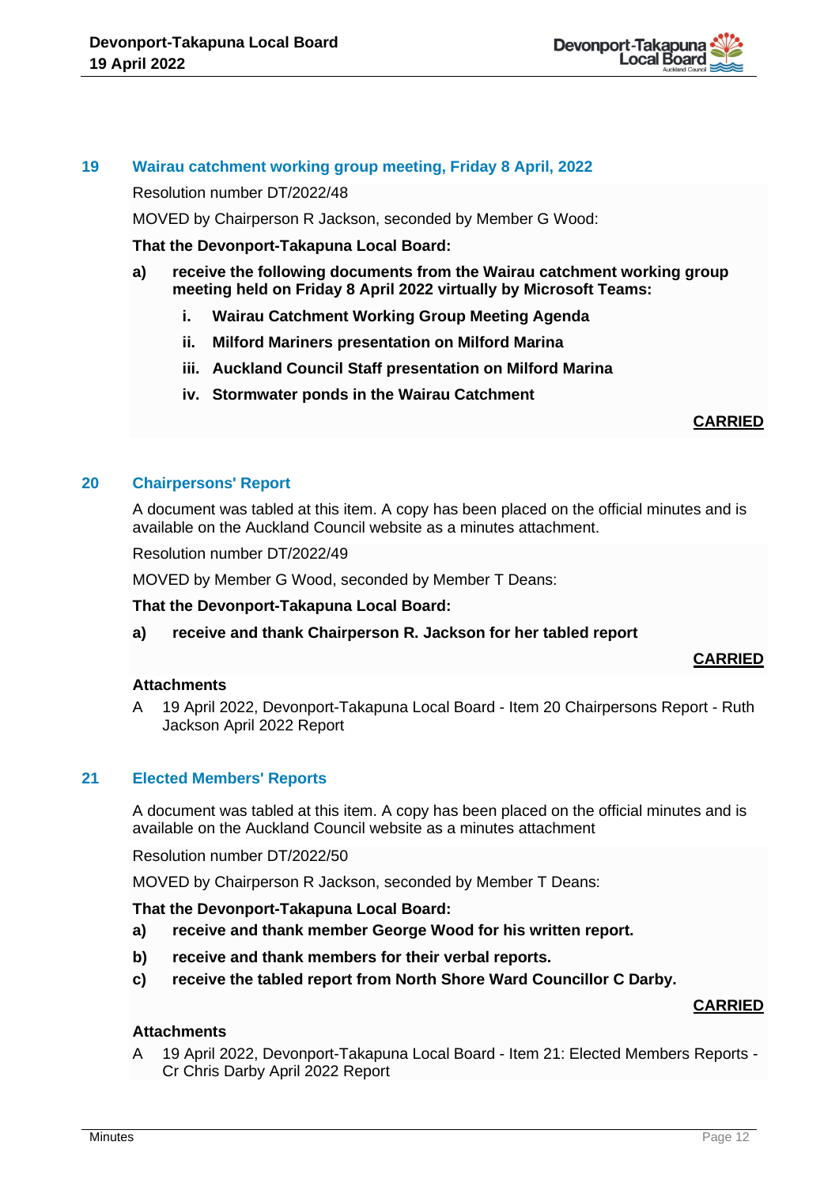## 19 Wairau catchment working group meeting, Friday 8 April, 2022

Resolution number DT/2022/48

MOVED by Chairperson R Jackson, seconded by Member G Wood:

**That the Devonport-Takapuna Local Board:**

**a) receive the following documents from the Wairau catchment working group meeting held on Friday 8 April 2022 virtually by Microsoft Teams:**

   **i. Wairau Catchment Working Group Meeting Agenda**

   **ii. Milford Mariners presentation on Milford Marina**

   **iii. Auckland Council Staff presentation on Milford Marina**

   **iv. Stormwater ponds in the Wairau Catchment**

**CARRIED**

## 20 Chairpersons' Report

A document was tabled at this item. A copy has been placed on the official minutes and is available on the Auckland Council website as a minutes attachment.

Resolution number DT/2022/49

MOVED by Member G Wood, seconded by Member T Deans:

**That the Devonport-Takapuna Local Board:**

**a) receive and thank Chairperson R. Jackson for her tabled report**

**CARRIED**

**Attachments**

A 19 April 2022, Devonport-Takapuna Local Board - Item 20 Chairpersons Report - Ruth Jackson April 2022 Report

## 21 Elected Members' Reports

A document was tabled at this item. A copy has been placed on the official minutes and is available on the Auckland Council website as a minutes attachment

Resolution number DT/2022/50

MOVED by Chairperson R Jackson, seconded by Member T Deans:

**That the Devonport-Takapuna Local Board:**

**a) receive and thank member George Wood for his written report.**

**b) receive and thank members for their verbal reports.**

**c) receive the tabled report from North Shore Ward Councillor C Darby.**

**CARRIED**

**Attachments**

A 19 April 2022, Devonport-Takapuna Local Board - Item 21: Elected Members Reports - Cr Chris Darby April 2022 Report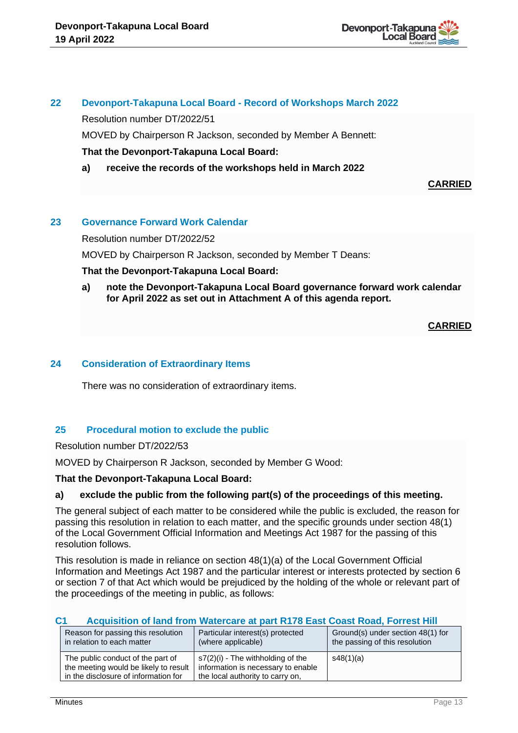## 22 Devonport-Takapuna Local Board - Record of Workshops March 2022

Resolution number DT/2022/51

MOVED by Chairperson R Jackson, seconded by Member A Bennett:

**That the Devonport-Takapuna Local Board:**

**a) receive the records of the workshops held in March 2022**

**CARRIED**

## 23 Governance Forward Work Calendar

Resolution number DT/2022/52

MOVED by Chairperson R Jackson, seconded by Member T Deans:

**That the Devonport-Takapuna Local Board:**

**a) note the Devonport-Takapuna Local Board governance forward work calendar for April 2022 as set out in Attachment A of this agenda report.**

**CARRIED**

## 24 Consideration of Extraordinary Items

There was no consideration of extraordinary items.

## 25 Procedural motion to exclude the public

Resolution number DT/2022/53

MOVED by Chairperson R Jackson, seconded by Member G Wood:

**That the Devonport-Takapuna Local Board:**

**a) exclude the public from the following part(s) of the proceedings of this meeting.**

The general subject of each matter to be considered while the public is excluded, the reason for passing this resolution in relation to each matter, and the specific grounds under section 48(1) of the Local Government Official Information and Meetings Act 1987 for the passing of this resolution follows.

This resolution is made in reliance on section 48(1)(a) of the Local Government Official Information and Meetings Act 1987 and the particular interest or interests protected by section 6 or section 7 of that Act which would be prejudiced by the holding of the whole or relevant part of the proceedings of the meeting in public, as follows:

### C1 Acquisition of land from Watercare at part R178 East Coast Road, Forrest Hill

| Reason for passing this resolution in relation to each matter | Particular interest(s) protected (where applicable) | Ground(s) under section 48(1) for the passing of this resolution |
|---|---|---|
| The public conduct of the part of the meeting would be likely to result in the disclosure of information for | s7(2)(i) - The withholding of the information is necessary to enable the local authority to carry on, | s48(1)(a) |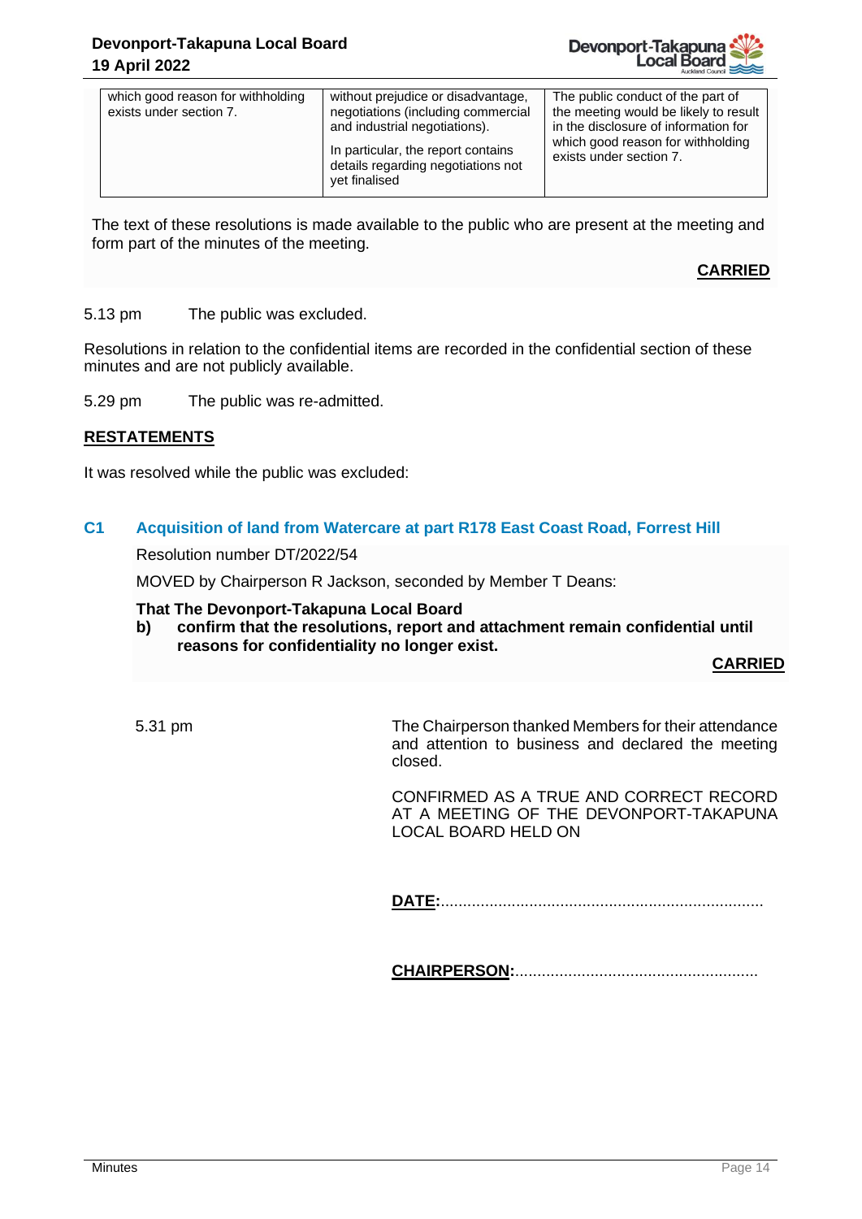| | | |
|---|---|---|
| which good reason for withholding exists under section 7. | without prejudice or disadvantage, negotiations (including commercial and industrial negotiations).<br><br>In particular, the report contains details regarding negotiations not yet finalised | The public conduct of the part of the meeting would be likely to result in the disclosure of information for which good reason for withholding exists under section 7. |

The text of these resolutions is made available to the public who are present at the meeting and form part of the minutes of the meeting.

**CARRIED**

5.13 pm The public was excluded.

Resolutions in relation to the confidential items are recorded in the confidential section of these minutes and are not publicly available.

5.29 pm The public was re-admitted.

**RESTATEMENTS**

It was resolved while the public was excluded:

## C1 Acquisition of land from Watercare at part R178 East Coast Road, Forrest Hill

Resolution number DT/2022/54

MOVED by Chairperson R Jackson, seconded by Member T Deans:

**That The Devonport-Takapuna Local Board**

**b) confirm that the resolutions, report and attachment remain confidential until reasons for confidentiality no longer exist.**

**CARRIED**

5.31 pm The Chairperson thanked Members for their attendance and attention to business and declared the meeting closed.

CONFIRMED AS A TRUE AND CORRECT RECORD AT A MEETING OF THE DEVONPORT-TAKAPUNA LOCAL BOARD HELD ON

**DATE:**.........................................................................

**CHAIRPERSON:**......................................................